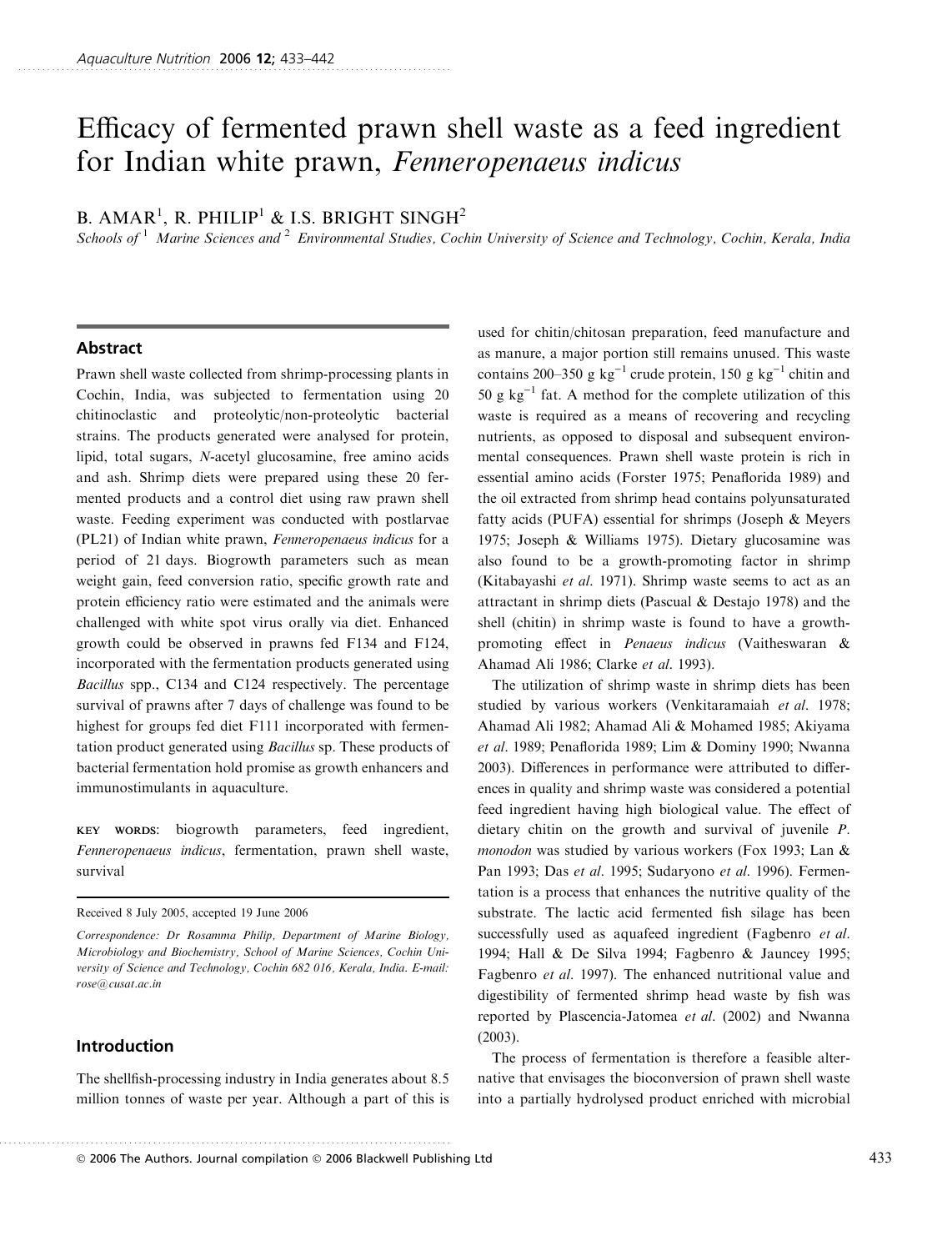# Efficacy of fermented prawn shell waste as a feed ingredient for Indian white prawn, *Fenneropenaeus indicus*

B. AMAR[1], R. PHILIP[1] & I.S. BRIGHT SINGH[2]

Schools of [1] Marine Sciences and [2] Environmental Studies, Cochin University of Science and Technology, Cochin, Kerala, India

## Abstract

Prawn shell waste collected from shrimp-processing plants in Cochin, India, was subjected to fermentation using 20 chitinoclastic and proteolytic/non-proteolytic bacterial strains. The products generated were analysed for protein, lipid, total sugars, *N*-acetyl glucosamine, free amino acids and ash. Shrimp diets were prepared using these 20 fermented products and a control diet using raw prawn shell waste. Feeding experiment was conducted with postlarvae (PL21) of Indian white prawn, *Fenneropenaeus indicus* for a period of 21 days. Biogrowth parameters such as mean weight gain, feed conversion ratio, specific growth rate and protein efficiency ratio were estimated and the animals were challenged with white spot virus orally via diet. Enhanced growth could be observed in prawns fed F134 and F124, incorporated with the fermentation products generated using *Bacillus* spp., C134 and C124 respectively. The percentage survival of prawns after 7 days of challenge was found to be highest for groups fed diet F111 incorporated with fermentation product generated using *Bacillus* sp. These products of bacterial fermentation hold promise as growth enhancers and immunostimulants in aquaculture.

**KEY WORDS**: biogrowth parameters, feed ingredient, *Fenneropenaeus indicus*, fermentation, prawn shell waste, survival

Received 8 July 2005, accepted 19 June 2006

*Correspondence*: Dr Rosamma Philip, Department of Marine Biology, Microbiology and Biochemistry, School of Marine Sciences, Cochin University of Science and Technology, Cochin 682 016, Kerala, India. E-mail: rose@cusat.ac.in

## Introduction

The shellfish-processing industry in India generates about 8.5 million tonnes of waste per year. Although a part of this is used for chitin/chitosan preparation, feed manufacture and as manure, a major portion still remains unused. This waste contains 200–350 g kg$^{-1}$ crude protein, 150 g kg$^{-1}$ chitin and 50 g kg$^{-1}$ fat. A method for the complete utilization of this waste is required as a means of recovering and recycling nutrients, as opposed to disposal and subsequent environmental consequences. Prawn shell waste protein is rich in essential amino acids (Forster 1975; Penaflorida 1989) and the oil extracted from shrimp head contains polyunsaturated fatty acids (PUFA) essential for shrimps (Joseph & Meyers 1975; Joseph & Williams 1975). Dietary glucosamine was also found to be a growth-promoting factor in shrimp (Kitabayashi *et al*. 1971). Shrimp waste seems to act as an attractant in shrimp diets (Pascual & Destajo 1978) and the shell (chitin) in shrimp waste is found to have a growth-promoting effect in *Penaeus indicus* (Vaitheswaran & Ahamad Ali 1986; Clarke *et al*. 1993).

The utilization of shrimp waste in shrimp diets has been studied by various workers (Venkitaramaiah *et al*. 1978; Ahamad Ali 1982; Ahamad Ali & Mohamed 1985; Akiyama *et al*. 1989; Penaflorida 1989; Lim & Dominy 1990; Nwanna 2003). Differences in performance were attributed to differences in quality and shrimp waste was considered a potential feed ingredient having high biological value. The effect of dietary chitin on the growth and survival of juvenile *P. monodon* was studied by various workers (Fox 1993; Lan & Pan 1993; Das *et al*. 1995; Sudaryono *et al*. 1996). Fermentation is a process that enhances the nutritive quality of the substrate. The lactic acid fermented fish silage has been successfully used as aquafeed ingredient (Fagbenro *et al*. 1994; Hall & De Silva 1994; Fagbenro & Jauncey 1995; Fagbenro *et al*. 1997). The enhanced nutritional value and digestibility of fermented shrimp head waste by fish was reported by Plascencia-Jatomea *et al*. (2002) and Nwanna (2003).

The process of fermentation is therefore a feasible alternative that envisages the bioconversion of prawn shell waste into a partially hydrolysed product enriched with microbial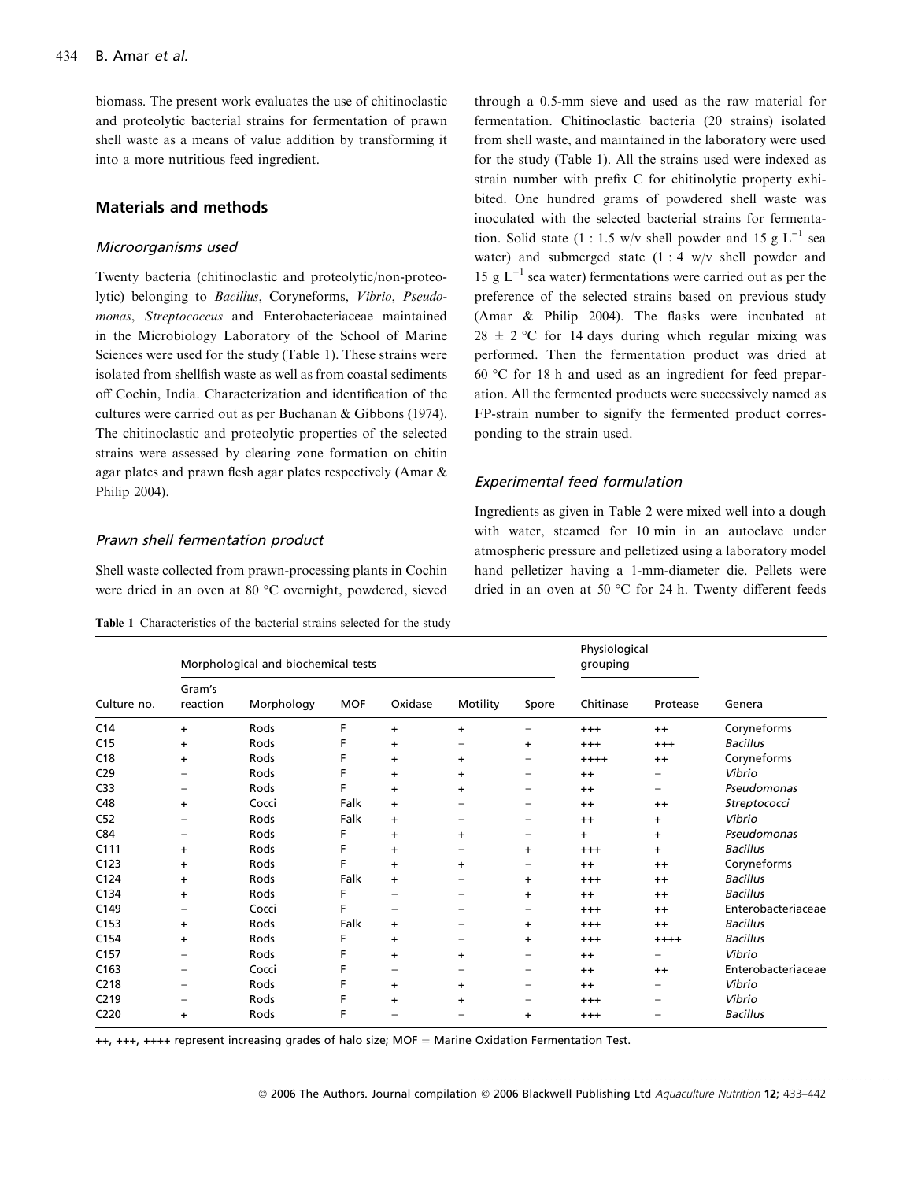biomass. The present work evaluates the use of chitinoclastic and proteolytic bacterial strains for fermentation of prawn shell waste as a means of value addition by transforming it into a more nutritious feed ingredient.

## Materials and methods

### *Microorganisms used*

Twenty bacteria (chitinoclastic and proteolytic/non-proteolytic) belonging to *Bacillus*, Coryneforms, *Vibrio*, *Pseudomonas*, *Streptococcus* and Enterobacteriaceae maintained in the Microbiology Laboratory of the School of Marine Sciences were used for the study (Table 1). These strains were isolated from shellfish waste as well as from coastal sediments off Cochin, India. Characterization and identification of the cultures were carried out as per Buchanan & Gibbons (1974). The chitinoclastic and proteolytic properties of the selected strains were assessed by clearing zone formation on chitin agar plates and prawn flesh agar plates respectively (Amar & Philip 2004).

### *Prawn shell fermentation product*

Shell waste collected from prawn-processing plants in Cochin were dried in an oven at 80 °C overnight, powdered, sieved through a 0.5-mm sieve and used as the raw material for fermentation. Chitinoclastic bacteria (20 strains) isolated from shell waste, and maintained in the laboratory were used for the study (Table 1). All the strains used were indexed as strain number with prefix C for chitinolytic property exhibited. One hundred grams of powdered shell waste was inoculated with the selected bacterial strains for fermentation. Solid state (1 : 1.5 w/v shell powder and 15 g $L^{-1}$ sea water) and submerged state (1 : 4 w/v shell powder and 15 g $L^{-1}$ sea water) fermentations were carried out as per the preference of the selected strains based on previous study (Amar & Philip 2004). The flasks were incubated at 28 ± 2 °C for 14 days during which regular mixing was performed. Then the fermentation product was dried at 60 °C for 18 h and used as an ingredient for feed preparation. All the fermented products were successively named as FP-strain number to signify the fermented product corresponding to the strain used.

### *Experimental feed formulation*

Ingredients as given in Table 2 were mixed well into a dough with water, steamed for 10 min in an autoclave under atmospheric pressure and pelletized using a laboratory model hand pelletizer having a 1-mm-diameter die. Pellets were dried in an oven at 50 °C for 24 h. Twenty different feeds

**Table 1** Characteristics of the bacterial strains selected for the study

| | Morphological and biochemical tests | | | | | | Physiological grouping | | |
|---|---|---|---|---|---|---|---|---|---|
| Culture no. | Gram's reaction | Morphology | MOF | Oxidase | Motility | Spore | Chitinase | Protease | Genera |
| C14 | + | Rods | F | + | + | − | +++ | ++ | Coryneforms |
| C15 | + | Rods | F | + | − | + | +++ | +++ | *Bacillus* |
| C18 | + | Rods | F | + | + | − | ++++ | ++ | Coryneforms |
| C29 | − | Rods | F | + | + | − | ++ | − | *Vibrio* |
| C33 | − | Rods | F | + | + | − | ++ | − | *Pseudomonas* |
| C48 | + | Cocci | Falk | + | − | − | ++ | ++ | *Streptococci* |
| C52 | − | Rods | Falk | + | − | − | ++ | + | *Vibrio* |
| C84 | − | Rods | F | + | + | − | + | + | *Pseudomonas* |
| C111 | + | Rods | F | + | − | + | +++ | + | *Bacillus* |
| C123 | + | Rods | F | + | + | − | ++ | ++ | Coryneforms |
| C124 | + | Rods | Falk | + | − | + | +++ | ++ | *Bacillus* |
| C134 | + | Rods | F | − | − | + | ++ | ++ | *Bacillus* |
| C149 | − | Cocci | F | − | − | − | +++ | ++ | Enterobacteriaceae |
| C153 | + | Rods | Falk | + | − | + | +++ | ++ | *Bacillus* |
| C154 | + | Rods | F | + | − | + | +++ | ++++ | *Bacillus* |
| C157 | − | Rods | F | + | + | − | ++ | − | *Vibrio* |
| C163 | − | Cocci | F | − | − | − | ++ | ++ | Enterobacteriaceae |
| C218 | − | Rods | F | + | + | − | ++ | − | *Vibrio* |
| C219 | − | Rods | F | + | + | − | +++ | − | *Vibrio* |
| C220 | + | Rods | F | − | − | + | +++ | − | *Bacillus* |

++, +++, ++++ represent increasing grades of halo size; MOF = Marine Oxidation Fermentation Test.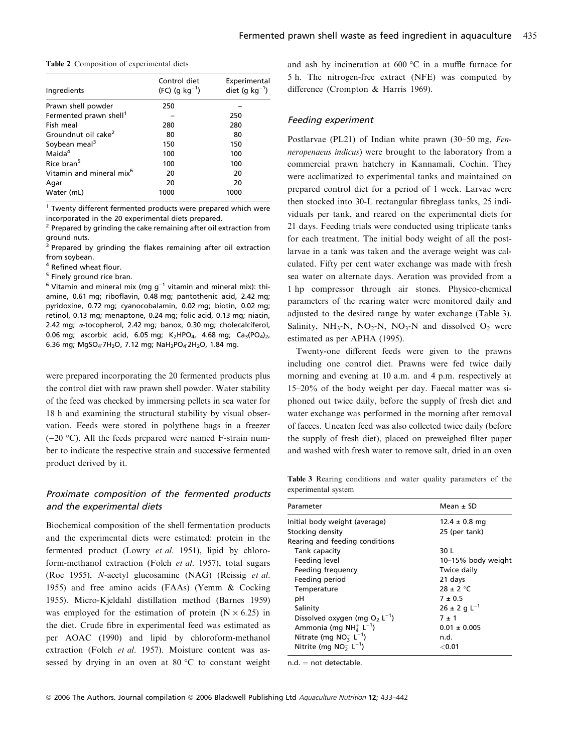**Table 2** Composition of experimental diets

| Ingredients | Control diet (FC) (g kg$^{-1}$) | Experimental diet (g kg$^{-1}$) |
|---|---|---|
| Prawn shell powder | 250 | – |
| Fermented prawn shell[1] | – | 250 |
| Fish meal | 280 | 280 |
| Groundnut oil cake[2] | 80 | 80 |
| Soybean meal[3] | 150 | 150 |
| Maida[4] | 100 | 100 |
| Rice bran[5] | 100 | 100 |
| Vitamin and mineral mix[6] | 20 | 20 |
| Agar | 20 | 20 |
| Water (mL) | 1000 | 1000 |

[1] Twenty different fermented products were prepared which were incorporated in the 20 experimental diets prepared.
[2] Prepared by grinding the cake remaining after oil extraction from ground nuts.
[3] Prepared by grinding the flakes remaining after oil extraction from soybean.
[4] Refined wheat flour.
[5] Finely ground rice bran.
[6] Vitamin and mineral mix (mg g$^{-1}$ vitamin and mineral mix): thiamine, 0.61 mg; riboflavin, 0.48 mg; pantothenic acid, 2.42 mg; pyridoxine, 0.72 mg; cyanocobalamin, 0.02 mg; biotin, 0.02 mg; retinol, 0.13 mg; menaptone, 0.24 mg; folic acid, 0.13 mg; niacin, 2.42 mg; $\alpha$-tocopherol, 2.42 mg; banox, 0.30 mg; cholecalciferol, 0.06 mg; ascorbic acid, 6.05 mg; $K_2HPO_4$, 4.68 mg; $Ca_3(PO_4)_2$, 6.36 mg; $MgSO_4{\cdot}7H_2O$, 7.12 mg; $NaH_2PO_4{\cdot}2H_2O$, 1.84 mg.

were prepared incorporating the 20 fermented products plus the control diet with raw prawn shell powder. Water stability of the feed was checked by immersing pellets in sea water for 18 h and examining the structural stability by visual observation. Feeds were stored in polythene bags in a freezer (−20 °C). All the feeds prepared were named F-strain number to indicate the respective strain and successive fermented product derived by it.

### Proximate composition of the fermented products and the experimental diets

Biochemical composition of the shell fermentation products and the experimental diets were estimated: protein in the fermented product (Lowry *et al.* 1951), lipid by chloroform-methanol extraction (Folch *et al.* 1957), total sugars (Roe 1955), *N*-acetyl glucosamine (NAG) (Reissig *et al.* 1955) and free amino acids (FAAs) (Yemm & Cocking 1955). Micro-Kjeldahl distillation method (Barnes 1959) was employed for the estimation of protein (N × 6.25) in the diet. Crude fibre in experimental feed was estimated as per AOAC (1990) and lipid by chloroform-methanol extraction (Folch *et al.* 1957). Moisture content was assessed by drying in an oven at 80 °C to constant weight and ash by incineration at 600 °C in a muffle furnace for 5 h. The nitrogen-free extract (NFE) was computed by difference (Crompton & Harris 1969).

### Feeding experiment

Postlarvae (PL21) of Indian white prawn (30–50 mg, *Fenneropenaeus indicus*) were brought to the laboratory from a commercial prawn hatchery in Kannamali, Cochin. They were acclimatized to experimental tanks and maintained on prepared control diet for a period of 1 week. Larvae were then stocked into 30-L rectangular fibreglass tanks, 25 individuals per tank, and reared on the experimental diets for 21 days. Feeding trials were conducted using triplicate tanks for each treatment. The initial body weight of all the postlarvae in a tank was taken and the average weight was calculated. Fifty per cent water exchange was made with fresh sea water on alternate days. Aeration was provided from a 1 hp compressor through air stones. Physico-chemical parameters of the rearing water were monitored daily and adjusted to the desired range by water exchange (Table 3). Salinity, $NH_3$-N, $NO_2$-N, $NO_3$-N and dissolved $O_2$ were estimated as per APHA (1995).

Twenty-one different feeds were given to the prawns including one control diet. Prawns were fed twice daily morning and evening at 10 a.m. and 4 p.m. respectively at 15–20% of the body weight per day. Faecal matter was siphoned out twice daily, before the supply of fresh diet and water exchange was performed in the morning after removal of faeces. Uneaten feed was also collected twice daily (before the supply of fresh diet), placed on preweighed filter paper and washed with fresh water to remove salt, dried in an oven

**Table 3** Rearing conditions and water quality parameters of the experimental system

| Parameter | Mean ± SD |
|---|---|
| Initial body weight (average) | 12.4 ± 0.8 mg |
| Stocking density | 25 (per tank) |
| Rearing and feeding conditions | |
| Tank capacity | 30 L |
| Feeding level | 10–15% body weight |
| Feeding frequency | Twice daily |
| Feeding period | 21 days |
| Temperature | 28 ± 2 °C |
| pH | 7 ± 0.5 |
| Salinity | 26 ± 2 g L$^{-1}$ |
| Dissolved oxygen (mg $O_2$ L$^{-1}$) | 7 ± 1 |
| Ammonia (mg $NH_4^+$ L$^{-1}$) | 0.01 ± 0.005 |
| Nitrate (mg $NO_3^-$ L$^{-1}$) | n.d. |
| Nitrite (mg $NO_2^-$ L$^{-1}$) | <0.01 |

n.d. = not detectable.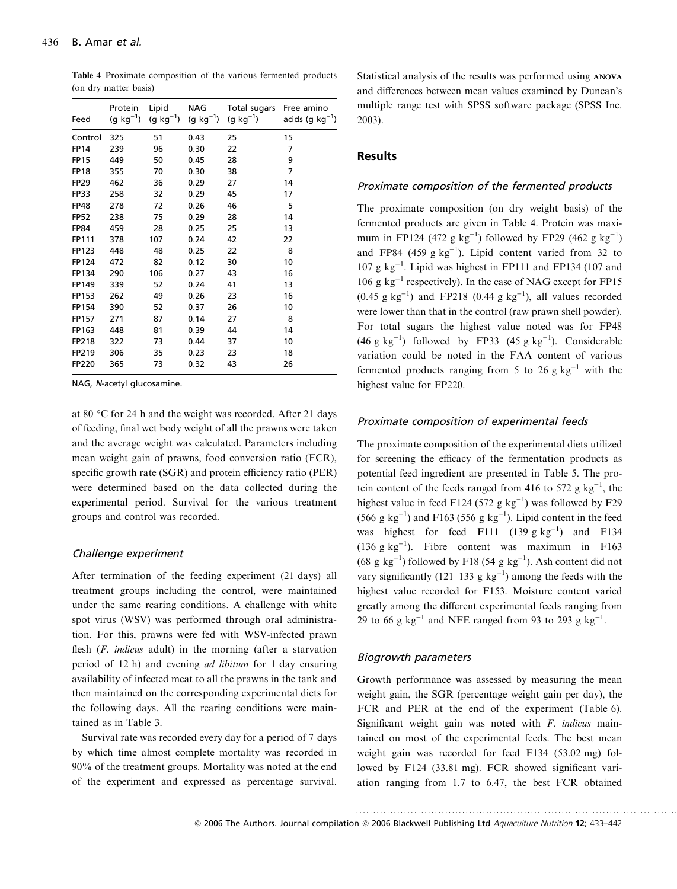**Table 4** Proximate composition of the various fermented products (on dry matter basis)

| Feed | Protein (g kg$^{-1}$) | Lipid (g kg$^{-1}$) | NAG (g kg$^{-1}$) | Total sugars (g kg$^{-1}$) | Free amino acids (g kg$^{-1}$) |
|---|---|---|---|---|---|
| Control | 325 | 51 | 0.43 | 25 | 15 |
| FP14 | 239 | 96 | 0.30 | 22 | 7 |
| FP15 | 449 | 50 | 0.45 | 28 | 9 |
| FP18 | 355 | 70 | 0.30 | 38 | 7 |
| FP29 | 462 | 36 | 0.29 | 27 | 14 |
| FP33 | 258 | 32 | 0.29 | 45 | 17 |
| FP48 | 278 | 72 | 0.26 | 46 | 5 |
| FP52 | 238 | 75 | 0.29 | 28 | 14 |
| FP84 | 459 | 28 | 0.25 | 25 | 13 |
| FP111 | 378 | 107 | 0.24 | 42 | 22 |
| FP123 | 448 | 48 | 0.25 | 22 | 8 |
| FP124 | 472 | 82 | 0.12 | 30 | 10 |
| FP134 | 290 | 106 | 0.27 | 43 | 16 |
| FP149 | 339 | 52 | 0.24 | 41 | 13 |
| FP153 | 262 | 49 | 0.26 | 23 | 16 |
| FP154 | 390 | 52 | 0.37 | 26 | 10 |
| FP157 | 271 | 87 | 0.14 | 27 | 8 |
| FP163 | 448 | 81 | 0.39 | 44 | 14 |
| FP218 | 322 | 73 | 0.44 | 37 | 10 |
| FP219 | 306 | 35 | 0.23 | 23 | 18 |
| FP220 | 365 | 73 | 0.32 | 43 | 26 |

NAG, *N*-acetyl glucosamine.

at 80 °C for 24 h and the weight was recorded. After 21 days of feeding, final wet body weight of all the prawns were taken and the average weight was calculated. Parameters including mean weight gain of prawns, food conversion ratio (FCR), specific growth rate (SGR) and protein efficiency ratio (PER) were determined based on the data collected during the experimental period. Survival for the various treatment groups and control was recorded.

### *Challenge experiment*

After termination of the feeding experiment (21 days) all treatment groups including the control, were maintained under the same rearing conditions. A challenge with white spot virus (WSV) was performed through oral administration. For this, prawns were fed with WSV-infected prawn flesh (*F. indicus* adult) in the morning (after a starvation period of 12 h) and evening *ad libitum* for 1 day ensuring availability of infected meat to all the prawns in the tank and then maintained on the corresponding experimental diets for the following days. All the rearing conditions were maintained as in Table 3.

Survival rate was recorded every day for a period of 7 days by which time almost complete mortality was recorded in 90% of the treatment groups. Mortality was noted at the end of the experiment and expressed as percentage survival. Statistical analysis of the results was performed using ANOVA and differences between mean values examined by Duncan's multiple range test with SPSS software package (SPSS Inc. 2003).

## Results

### *Proximate composition of the fermented products*

The proximate composition (on dry weight basis) of the fermented products are given in Table 4. Protein was maximum in FP124 (472 g kg$^{-1}$) followed by FP29 (462 g kg$^{-1}$) and FP84 (459 g kg$^{-1}$). Lipid content varied from 32 to 107 g kg$^{-1}$. Lipid was highest in FP111 and FP134 (107 and 106 g kg$^{-1}$ respectively). In the case of NAG except for FP15 (0.45 g kg$^{-1}$) and FP218 (0.44 g kg$^{-1}$), all values recorded were lower than that in the control (raw prawn shell powder). For total sugars the highest value noted was for FP48 (46 g kg$^{-1}$) followed by FP33 (45 g kg$^{-1}$). Considerable variation could be noted in the FAA content of various fermented products ranging from 5 to 26 g kg$^{-1}$ with the highest value for FP220.

### *Proximate composition of experimental feeds*

The proximate composition of the experimental diets utilized for screening the efficacy of the fermentation products as potential feed ingredient are presented in Table 5. The protein content of the feeds ranged from 416 to 572 g kg$^{-1}$, the highest value in feed F124 (572 g kg$^{-1}$) was followed by F29 (566 g kg$^{-1}$) and F163 (556 g kg$^{-1}$). Lipid content in the feed was highest for feed F111 (139 g kg$^{-1}$) and F134 (136 g kg$^{-1}$). Fibre content was maximum in F163 (68 g kg$^{-1}$) followed by F18 (54 g kg$^{-1}$). Ash content did not vary significantly (121–133 g kg$^{-1}$) among the feeds with the highest value recorded for F153. Moisture content varied greatly among the different experimental feeds ranging from 29 to 66 g kg$^{-1}$ and NFE ranged from 93 to 293 g kg$^{-1}$.

### *Biogrowth parameters*

Growth performance was assessed by measuring the mean weight gain, the SGR (percentage weight gain per day), the FCR and PER at the end of the experiment (Table 6). Significant weight gain was noted with *F. indicus* maintained on most of the experimental feeds. The best mean weight gain was recorded for feed F134 (53.02 mg) followed by F124 (33.81 mg). FCR showed significant variation ranging from 1.7 to 6.47, the best FCR obtained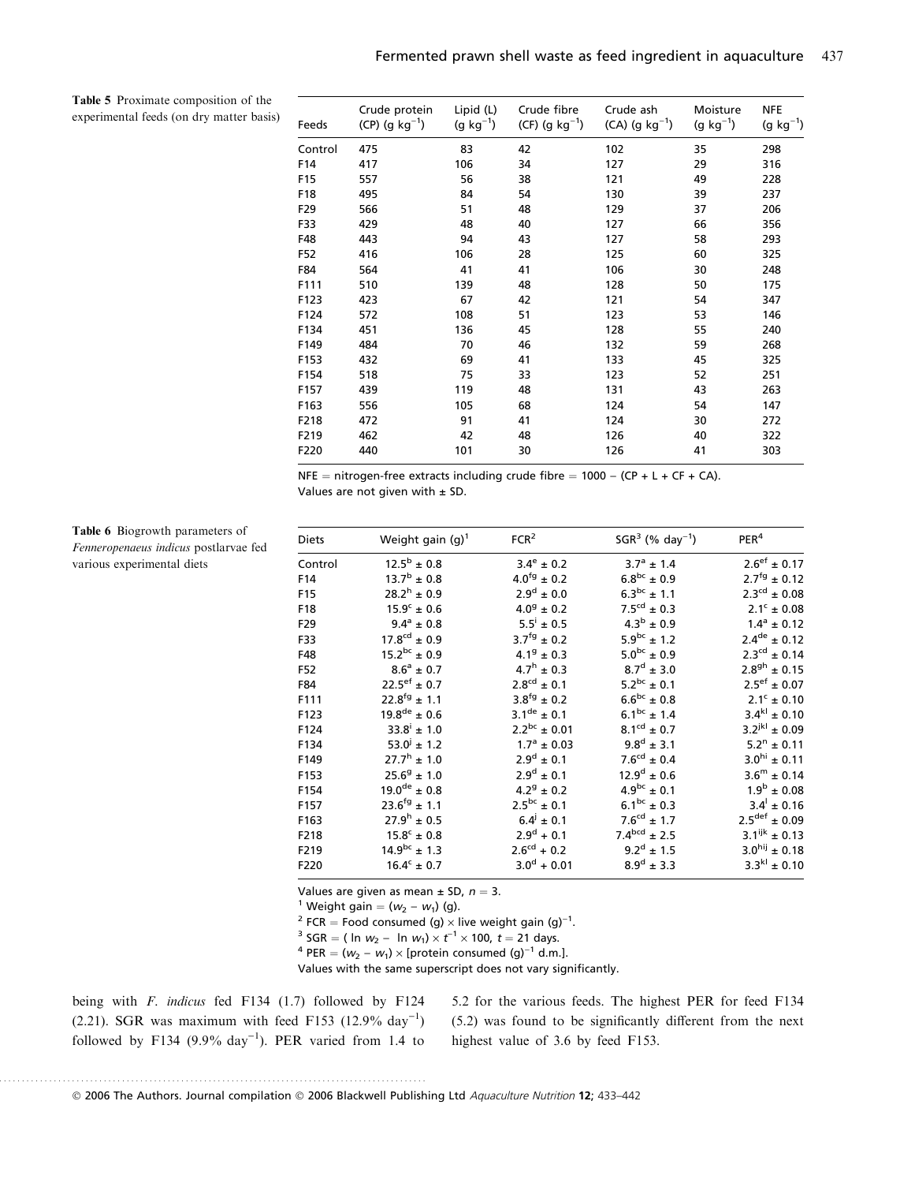**Table 5** Proximate composition of the experimental feeds (on dry matter basis)

| Feeds | Crude protein (CP) (g kg$^{-1}$) | Lipid (L) (g kg$^{-1}$) | Crude fibre (CF) (g kg$^{-1}$) | Crude ash (CA) (g kg$^{-1}$) | Moisture (g kg$^{-1}$) | NFE (g kg$^{-1}$) |
|---|---|---|---|---|---|---|
| Control | 475 | 83 | 42 | 102 | 35 | 298 |
| F14 | 417 | 106 | 34 | 127 | 29 | 316 |
| F15 | 557 | 56 | 38 | 121 | 49 | 228 |
| F18 | 495 | 84 | 54 | 130 | 39 | 237 |
| F29 | 566 | 51 | 48 | 129 | 37 | 206 |
| F33 | 429 | 48 | 40 | 127 | 66 | 356 |
| F48 | 443 | 94 | 43 | 127 | 58 | 293 |
| F52 | 416 | 106 | 28 | 125 | 60 | 325 |
| F84 | 564 | 41 | 41 | 106 | 30 | 248 |
| F111 | 510 | 139 | 48 | 128 | 50 | 175 |
| F123 | 423 | 67 | 42 | 121 | 54 | 347 |
| F124 | 572 | 108 | 51 | 123 | 53 | 146 |
| F134 | 451 | 136 | 45 | 128 | 55 | 240 |
| F149 | 484 | 70 | 46 | 132 | 59 | 268 |
| F153 | 432 | 69 | 41 | 133 | 45 | 325 |
| F154 | 518 | 75 | 33 | 123 | 52 | 251 |
| F157 | 439 | 119 | 48 | 131 | 43 | 263 |
| F163 | 556 | 105 | 68 | 124 | 54 | 147 |
| F218 | 472 | 91 | 41 | 124 | 30 | 272 |
| F219 | 462 | 42 | 48 | 126 | 40 | 322 |
| F220 | 440 | 101 | 30 | 126 | 41 | 303 |

NFE = nitrogen-free extracts including crude fibre = 1000 − (CP + L + CF + CA).
Values are not given with ± SD.

**Table 6** Biogrowth parameters of *Fenneropenaeus indicus* postlarvae fed various experimental diets

| Diets | Weight gain (g)[1] | FCR[2] | SGR[3] (% day$^{-1}$) | PER[4] |
|---|---|---|---|---|
| Control | $12.5^{b} \pm 0.8$ | $3.4^{e} \pm 0.2$ | $3.7^{a} \pm 1.4$ | $2.6^{ef} \pm 0.17$ |
| F14 | $13.7^{b} \pm 0.8$ | $4.0^{fg} \pm 0.2$ | $6.8^{bc} \pm 0.9$ | $2.7^{fg} \pm 0.12$ |
| F15 | $28.2^{h} \pm 0.9$ | $2.9^{d} \pm 0.0$ | $6.3^{bc} \pm 1.1$ | $2.3^{cd} \pm 0.08$ |
| F18 | $15.9^{c} \pm 0.6$ | $4.0^{g} \pm 0.2$ | $7.5^{cd} \pm 0.3$ | $2.1^{c} \pm 0.08$ |
| F29 | $9.4^{a} \pm 0.8$ | $5.5^{i} \pm 0.5$ | $4.3^{b} \pm 0.9$ | $1.4^{a} \pm 0.12$ |
| F33 | $17.8^{cd} \pm 0.9$ | $3.7^{fg} \pm 0.2$ | $5.9^{bc} \pm 1.2$ | $2.4^{de} \pm 0.12$ |
| F48 | $15.2^{bc} \pm 0.9$ | $4.1^{g} \pm 0.3$ | $5.0^{bc} \pm 0.9$ | $2.3^{cd} \pm 0.14$ |
| F52 | $8.6^{a} \pm 0.7$ | $4.7^{h} \pm 0.3$ | $8.7^{d} \pm 3.0$ | $2.8^{gh} \pm 0.15$ |
| F84 | $22.5^{ef} \pm 0.7$ | $2.8^{cd} \pm 0.1$ | $5.2^{bc} \pm 0.1$ | $2.5^{ef} \pm 0.07$ |
| F111 | $22.8^{fg} \pm 1.1$ | $3.8^{fg} \pm 0.2$ | $6.6^{bc} \pm 0.8$ | $2.1^{c} \pm 0.10$ |
| F123 | $19.8^{de} \pm 0.6$ | $3.1^{de} \pm 0.1$ | $6.1^{bc} \pm 1.4$ | $3.4^{kl} \pm 0.10$ |
| F124 | $33.8^{i} \pm 1.0$ | $2.2^{bc} \pm 0.01$ | $8.1^{cd} \pm 0.7$ | $3.2^{jkl} \pm 0.09$ |
| F134 | $53.0^{j} \pm 1.2$ | $1.7^{a} \pm 0.03$ | $9.8^{d} \pm 3.1$ | $5.2^{n} \pm 0.11$ |
| F149 | $27.7^{h} \pm 1.0$ | $2.9^{d} \pm 0.1$ | $7.6^{cd} \pm 0.4$ | $3.0^{hi} \pm 0.11$ |
| F153 | $25.6^{g} \pm 1.0$ | $2.9^{d} \pm 0.1$ | $12.9^{d} \pm 0.6$ | $3.6^{m} \pm 0.14$ |
| F154 | $19.0^{de} \pm 0.8$ | $4.2^{g} \pm 0.2$ | $4.9^{bc} \pm 0.1$ | $1.9^{b} \pm 0.08$ |
| F157 | $23.6^{fg} \pm 1.1$ | $2.5^{bc} \pm 0.1$ | $6.1^{bc} \pm 0.3$ | $3.4^{l} \pm 0.16$ |
| F163 | $27.9^{h} \pm 0.5$ | $6.4^{j} \pm 0.1$ | $7.6^{cd} \pm 1.7$ | $2.5^{def} \pm 0.09$ |
| F218 | $15.8^{c} \pm 0.8$ | $2.9^{d} + 0.1$ | $7.4^{bcd} \pm 2.5$ | $3.1^{ijk} \pm 0.13$ |
| F219 | $14.9^{bc} \pm 1.3$ | $2.6^{cd} + 0.2$ | $9.2^{d} \pm 1.5$ | $3.0^{hij} \pm 0.18$ |
| F220 | $16.4^{c} \pm 0.7$ | $3.0^{d} \pm 0.01$ | $8.9^{d} \pm 3.3$ | $3.3^{kl} \pm 0.10$ |

Values are given as mean ± SD, $n = 3$.
[1] Weight gain = $(w_2 - w_1)$ (g).
[2] FCR = Food consumed (g) × live weight gain (g)$^{-1}$.
[3] SGR = $(\ln w_2 - \ln w_1) \times t^{-1} \times 100$, $t = 21$ days.
[4] PER = $(w_2 - w_1) \times$ [protein consumed (g)$^{-1}$ d.m.].
Values with the same superscript does not vary significantly.

being with *F. indicus* fed F134 (1.7) followed by F124 (2.21). SGR was maximum with feed F153 (12.9% day$^{-1}$) followed by F134 (9.9% day$^{-1}$). PER varied from 1.4 to 5.2 for the various feeds. The highest PER for feed F134 (5.2) was found to be significantly different from the next highest value of 3.6 by feed F153.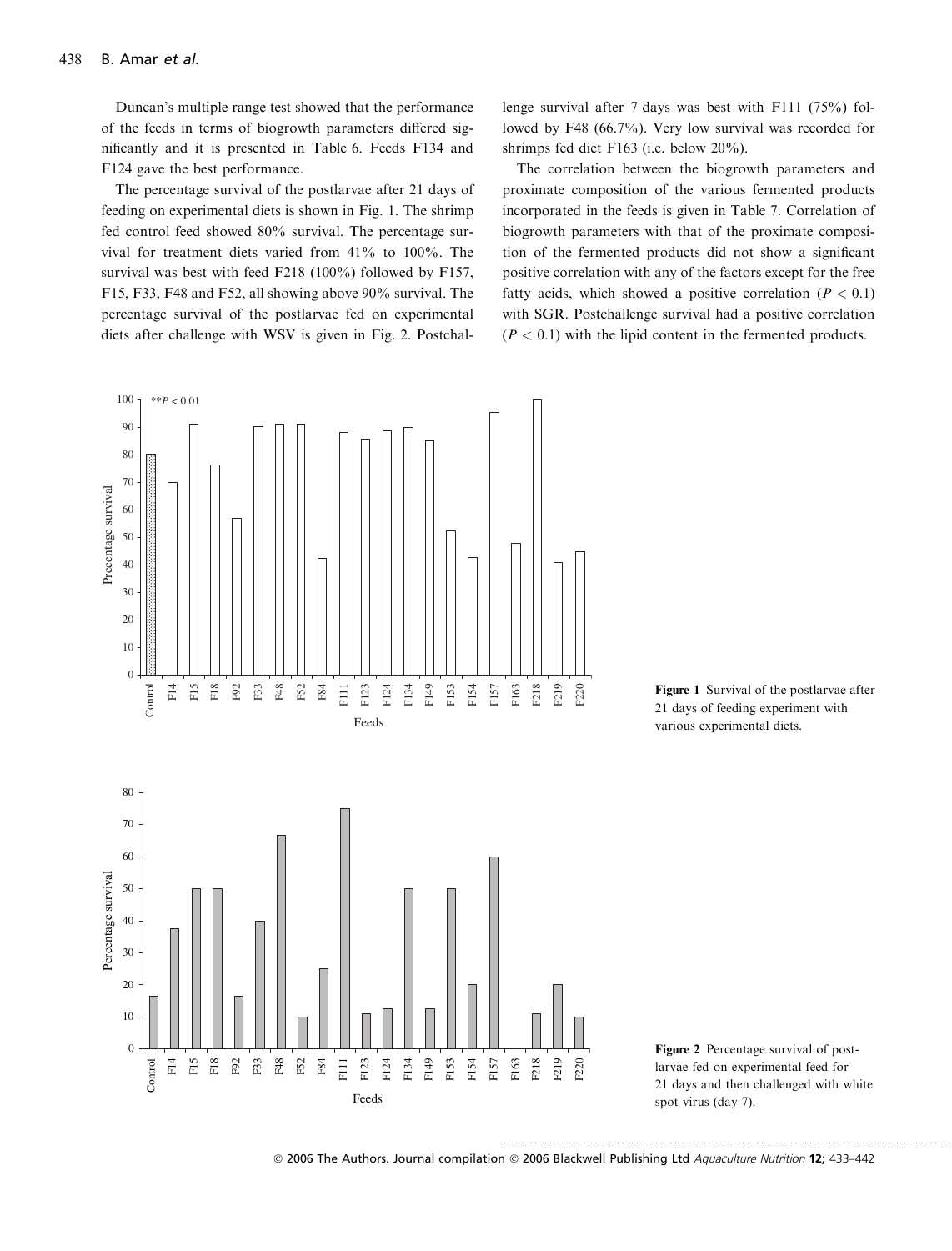Duncan's multiple range test showed that the performance of the feeds in terms of biogrowth parameters differed significantly and it is presented in Table 6. Feeds F134 and F124 gave the best performance.

The percentage survival of the postlarvae after 21 days of feeding on experimental diets is shown in Fig. 1. The shrimp fed control feed showed 80% survival. The percentage survival for treatment diets varied from 41% to 100%. The survival was best with feed F218 (100%) followed by F157, F15, F33, F48 and F52, all showing above 90% survival. The percentage survival of the postlarvae fed on experimental diets after challenge with WSV is given in Fig. 2. Postchallenge survival after 7 days was best with F111 (75%) followed by F48 (66.7%). Very low survival was recorded for shrimps fed diet F163 (i.e. below 20%).

The correlation between the biogrowth parameters and proximate composition of the various fermented products incorporated in the feeds is given in Table 7. Correlation of biogrowth parameters with that of the proximate composition of the fermented products did not show a significant positive correlation with any of the factors except for the free fatty acids, which showed a positive correlation ($P < 0.1$) with SGR. Postchallenge survival had a positive correlation ($P < 0.1$) with the lipid content in the fermented products.

**Figure 1** Survival of the postlarvae after 21 days of feeding experiment with various experimental diets.

**Figure 2** Percentage survival of postlarvae fed on experimental feed for 21 days and then challenged with white spot virus (day 7).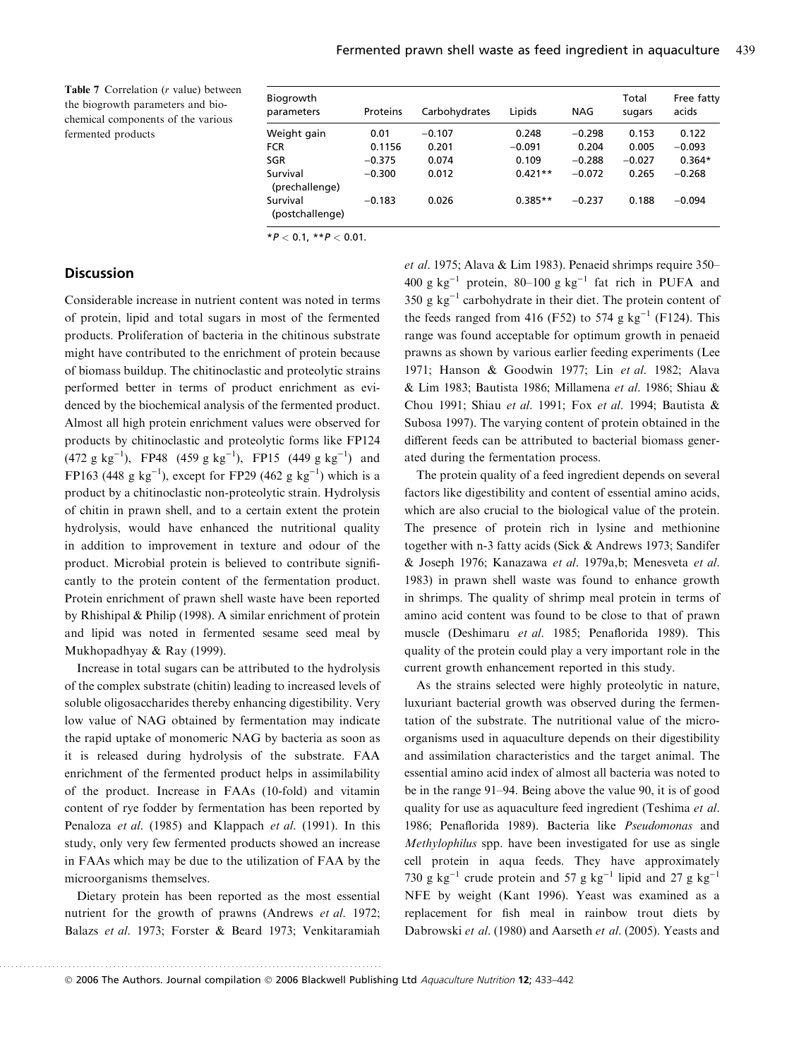**Table 7** Correlation (*r* value) between the biogrowth parameters and biochemical components of the various fermented products

| Biogrowth parameters | Proteins | Carbohydrates | Lipids | NAG | Total sugars | Free fatty acids |
|---|---|---|---|---|---|---|
| Weight gain | 0.01 | −0.107 | 0.248 | −0.298 | 0.153 | 0.122 |
| FCR | 0.1156 | 0.201 | −0.091 | 0.204 | 0.005 | −0.093 |
| SGR | −0.375 | 0.074 | 0.109 | −0.288 | −0.027 | 0.364* |
| Survival (prechallenge) | −0.300 | 0.012 | 0.421** | −0.072 | 0.265 | −0.268 |
| Survival (postchallenge) | −0.183 | 0.026 | 0.385** | −0.237 | 0.188 | −0.094 |

*$P < 0.1$, **$P < 0.01$.

## Discussion

Considerable increase in nutrient content was noted in terms of protein, lipid and total sugars in most of the fermented products. Proliferation of bacteria in the chitinous substrate might have contributed to the enrichment of protein because of biomass buildup. The chitinoclastic and proteolytic strains performed better in terms of product enrichment as evidenced by the biochemical analysis of the fermented product. Almost all high protein enrichment values were observed for products by chitinoclastic and proteolytic forms like FP124 (472 g $kg^{-1}$), FP48 (459 g $kg^{-1}$), FP15 (449 g $kg^{-1}$) and FP163 (448 g $kg^{-1}$), except for FP29 (462 g $kg^{-1}$) which is a product by a chitinoclastic non-proteolytic strain. Hydrolysis of chitin in prawn shell, and to a certain extent the protein hydrolysis, would have enhanced the nutritional quality in addition to improvement in texture and odour of the product. Microbial protein is believed to contribute significantly to the protein content of the fermentation product. Protein enrichment of prawn shell waste have been reported by Rhishipal & Philip (1998). A similar enrichment of protein and lipid was noted in fermented sesame seed meal by Mukhopadhyay & Ray (1999).

Increase in total sugars can be attributed to the hydrolysis of the complex substrate (chitin) leading to increased levels of soluble oligosaccharides thereby enhancing digestibility. Very low value of NAG obtained by fermentation may indicate the rapid uptake of monomeric NAG by bacteria as soon as it is released during hydrolysis of the substrate. FAA enrichment of the fermented product helps in assimilability of the product. Increase in FAAs (10-fold) and vitamin content of rye fodder by fermentation has been reported by Penaloza *et al.* (1985) and Klappach *et al.* (1991). In this study, only very few fermented products showed an increase in FAAs which may be due to the utilization of FAA by the microorganisms themselves.

Dietary protein has been reported as the most essential nutrient for the growth of prawns (Andrews *et al.* 1972; Balazs *et al.* 1973; Forster & Beard 1973; Venkitaramiah *et al.* 1975; Alava & Lim 1983). Penaeid shrimps require 350–400 g $kg^{-1}$ protein, 80–100 g $kg^{-1}$ fat rich in PUFA and 350 g $kg^{-1}$ carbohydrate in their diet. The protein content of the feeds ranged from 416 (F52) to 574 g $kg^{-1}$ (F124). This range was found acceptable for optimum growth in penaeid prawns as shown by various earlier feeding experiments (Lee 1971; Hanson & Goodwin 1977; Lin *et al.* 1982; Alava & Lim 1983; Bautista 1986; Millamena *et al.* 1986; Shiau & Chou 1991; Shiau *et al.* 1991; Fox *et al.* 1994; Bautista & Subosa 1997). The varying content of protein obtained in the different feeds can be attributed to bacterial biomass generated during the fermentation process.

The protein quality of a feed ingredient depends on several factors like digestibility and content of essential amino acids, which are also crucial to the biological value of the protein. The presence of protein rich in lysine and methionine together with n-3 fatty acids (Sick & Andrews 1973; Sandifer & Joseph 1976; Kanazawa *et al.* 1979a,b; Menesveta *et al.* 1983) in prawn shell waste was found to enhance growth in shrimps. The quality of shrimp meal protein in terms of amino acid content was found to be close to that of prawn muscle (Deshimaru *et al.* 1985; Penaflorida 1989). This quality of the protein could play a very important role in the current growth enhancement reported in this study.

As the strains selected were highly proteolytic in nature, luxuriant bacterial growth was observed during the fermentation of the substrate. The nutritional value of the microorganisms used in aquaculture depends on their digestibility and assimilation characteristics and the target animal. The essential amino acid index of almost all bacteria was noted to be in the range 91–94. Being above the value 90, it is of good quality for use as aquaculture feed ingredient (Teshima *et al.* 1986; Penaflorida 1989). Bacteria like *Pseudomonas* and *Methylophilus* spp. have been investigated for use as single cell protein in aqua feeds. They have approximately 730 g $kg^{-1}$ crude protein and 57 g $kg^{-1}$ lipid and 27 g $kg^{-1}$ NFE by weight (Kant 1996). Yeast was examined as a replacement for fish meal in rainbow trout diets by Dabrowski *et al.* (1980) and Aarseth *et al.* (2005). Yeasts and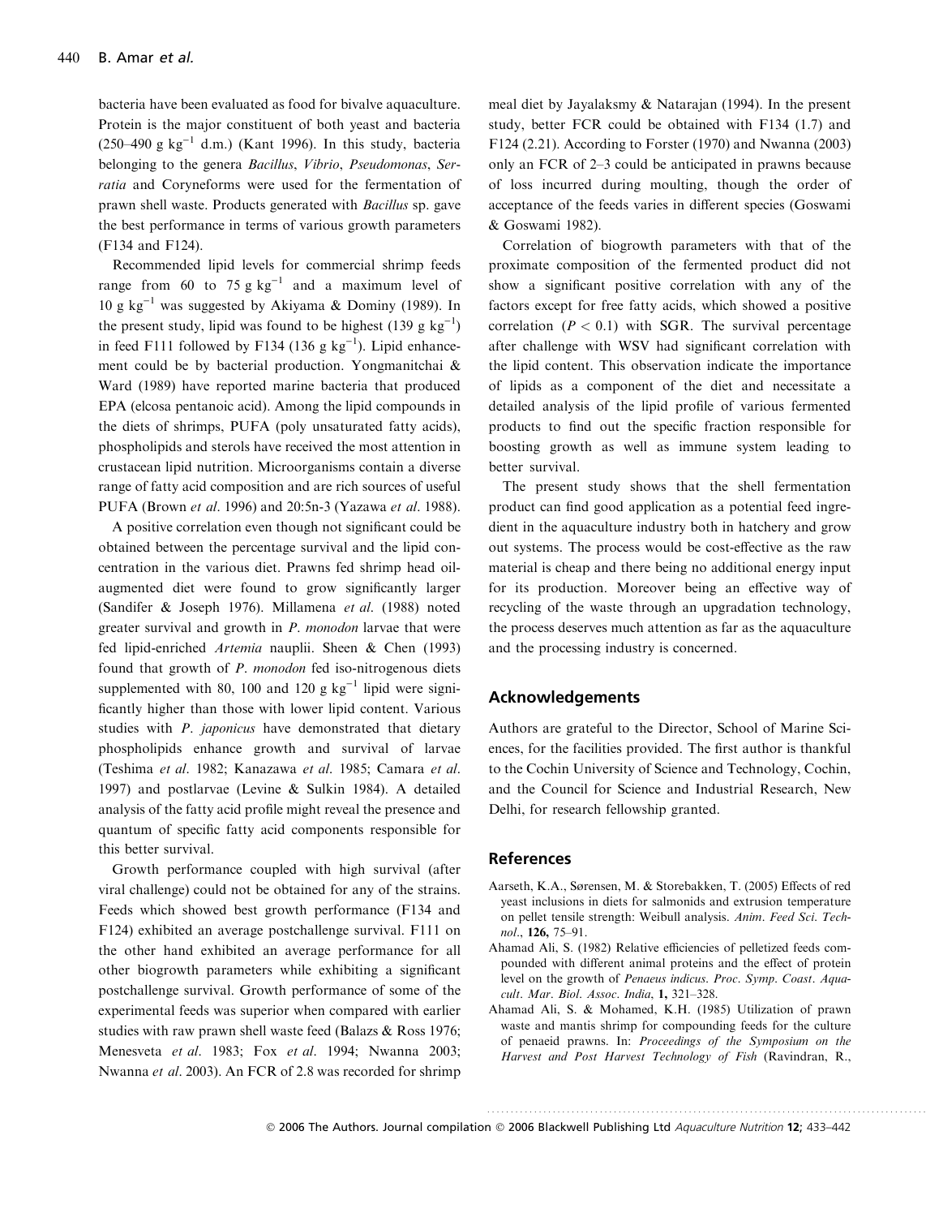bacteria have been evaluated as food for bivalve aquaculture. Protein is the major constituent of both yeast and bacteria (250–490 g kg$^{-1}$ d.m.) (Kant 1996). In this study, bacteria belonging to the genera *Bacillus*, *Vibrio*, *Pseudomonas*, *Serratia* and Coryneforms were used for the fermentation of prawn shell waste. Products generated with *Bacillus* sp. gave the best performance in terms of various growth parameters (F134 and F124).

Recommended lipid levels for commercial shrimp feeds range from 60 to 75 g kg$^{-1}$ and a maximum level of 10 g kg$^{-1}$ was suggested by Akiyama & Dominy (1989). In the present study, lipid was found to be highest (139 g kg$^{-1}$) in feed F111 followed by F134 (136 g kg$^{-1}$). Lipid enhancement could be by bacterial production. Yongmanitchai & Ward (1989) have reported marine bacteria that produced EPA (elcosa pentanoic acid). Among the lipid compounds in the diets of shrimps, PUFA (poly unsaturated fatty acids), phospholipids and sterols have received the most attention in crustacean lipid nutrition. Microorganisms contain a diverse range of fatty acid composition and are rich sources of useful PUFA (Brown *et al*. 1996) and 20:5n-3 (Yazawa *et al*. 1988).

A positive correlation even though not significant could be obtained between the percentage survival and the lipid concentration in the various diet. Prawns fed shrimp head oil-augmented diet were found to grow significantly larger (Sandifer & Joseph 1976). Millamena *et al*. (1988) noted greater survival and growth in *P. monodon* larvae that were fed lipid-enriched *Artemia* nauplii. Sheen & Chen (1993) found that growth of *P. monodon* fed iso-nitrogenous diets supplemented with 80, 100 and 120 g kg$^{-1}$ lipid were significantly higher than those with lower lipid content. Various studies with *P. japonicus* have demonstrated that dietary phospholipids enhance growth and survival of larvae (Teshima *et al*. 1982; Kanazawa *et al*. 1985; Camara *et al*. 1997) and postlarvae (Levine & Sulkin 1984). A detailed analysis of the fatty acid profile might reveal the presence and quantum of specific fatty acid components responsible for this better survival.

Growth performance coupled with high survival (after viral challenge) could not be obtained for any of the strains. Feeds which showed best growth performance (F134 and F124) exhibited an average postchallenge survival. F111 on the other hand exhibited an average performance for all other biogrowth parameters while exhibiting a significant postchallenge survival. Growth performance of some of the experimental feeds was superior when compared with earlier studies with raw prawn shell waste feed (Balazs & Ross 1976; Menesveta *et al*. 1983; Fox *et al*. 1994; Nwanna 2003; Nwanna *et al*. 2003). An FCR of 2.8 was recorded for shrimp meal diet by Jayalaksmy & Natarajan (1994). In the present study, better FCR could be obtained with F134 (1.7) and F124 (2.21). According to Forster (1970) and Nwanna (2003) only an FCR of 2–3 could be anticipated in prawns because of loss incurred during moulting, though the order of acceptance of the feeds varies in different species (Goswami & Goswami 1982).

Correlation of biogrowth parameters with that of the proximate composition of the fermented product did not show a significant positive correlation with any of the factors except for free fatty acids, which showed a positive correlation ($P < 0.1$) with SGR. The survival percentage after challenge with WSV had significant correlation with the lipid content. This observation indicate the importance of lipids as a component of the diet and necessitate a detailed analysis of the lipid profile of various fermented products to find out the specific fraction responsible for boosting growth as well as immune system leading to better survival.

The present study shows that the shell fermentation product can find good application as a potential feed ingredient in the aquaculture industry both in hatchery and grow out systems. The process would be cost-effective as the raw material is cheap and there being no additional energy input for its production. Moreover being an effective way of recycling of the waste through an upgradation technology, the process deserves much attention as far as the aquaculture and the processing industry is concerned.

## Acknowledgements

Authors are grateful to the Director, School of Marine Sciences, for the facilities provided. The first author is thankful to the Cochin University of Science and Technology, Cochin, and the Council for Science and Industrial Research, New Delhi, for research fellowship granted.

## References

Aarseth, K.A., Sørensen, M. & Storebakken, T. (2005) Effects of red yeast inclusions in diets for salmonids and extrusion temperature on pellet tensile strength: Weibull analysis. *Anim. Feed Sci. Technol*., **126,** 75–91.

Ahamad Ali, S. (1982) Relative efficiencies of pelletized feeds compounded with different animal proteins and the effect of protein level on the growth of *Penaeus indicus*. *Proc. Symp. Coast. Aquacult. Mar. Biol. Assoc. India*, **1,** 321–328.

Ahamad Ali, S. & Mohamed, K.H. (1985) Utilization of prawn waste and mantis shrimp for compounding feeds for the culture of penaeid prawns. In: *Proceedings of the Symposium on the Harvest and Post Harvest Technology of Fish* (Ravindran, R.,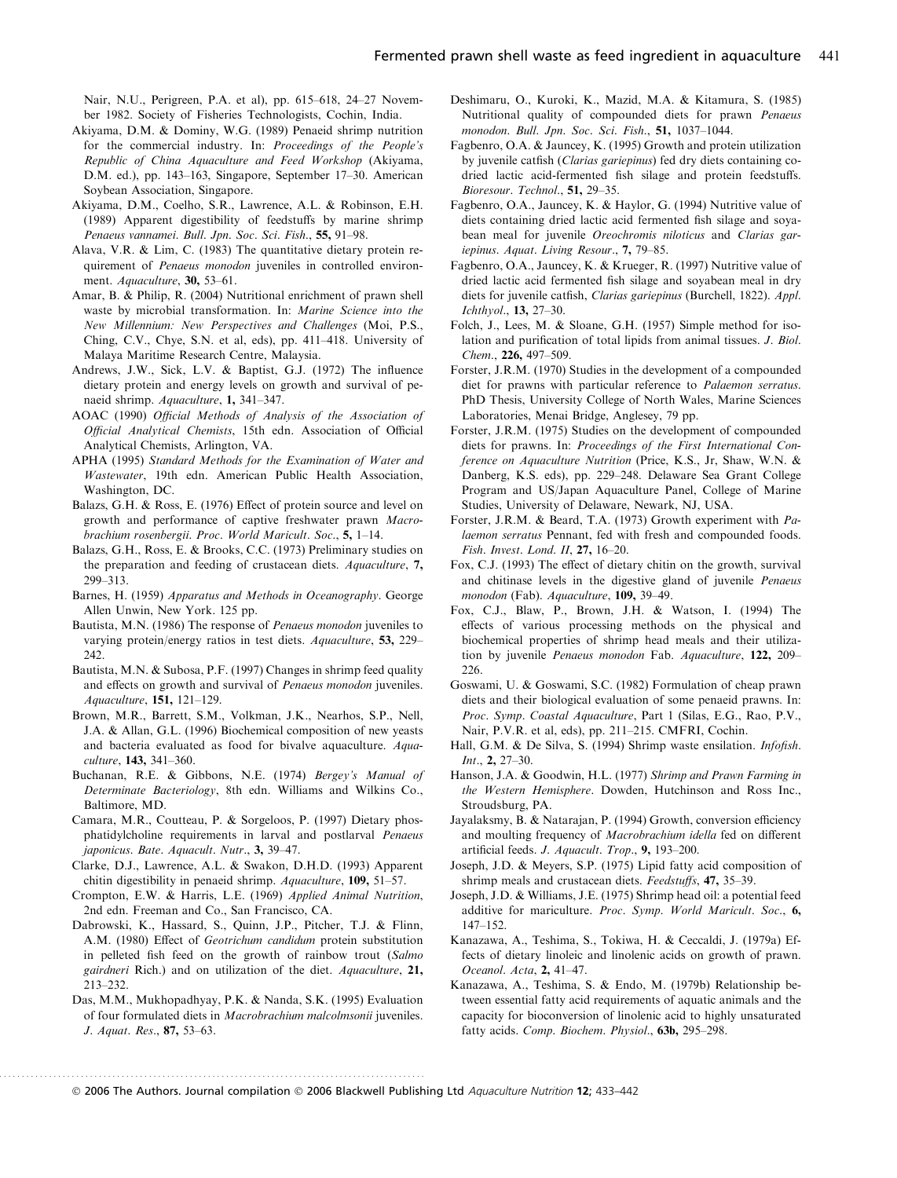Nair, N.U., Perigreen, P.A. et al), pp. 615–618, 24–27 November 1982. Society of Fisheries Technologists, Cochin, India.

Akiyama, D.M. & Dominy, W.G. (1989) Penaeid shrimp nutrition for the commercial industry. In: *Proceedings of the People's Republic of China Aquaculture and Feed Workshop* (Akiyama, D.M. ed.), pp. 143–163, Singapore, September 17–30. American Soybean Association, Singapore.

Akiyama, D.M., Coelho, S.R., Lawrence, A.L. & Robinson, E.H. (1989) Apparent digestibility of feedstuffs by marine shrimp *Penaeus vannamei*. *Bull. Jpn. Soc. Sci. Fish.*, **55,** 91–98.

Alava, V.R. & Lim, C. (1983) The quantitative dietary protein requirement of *Penaeus monodon* juveniles in controlled environment. *Aquaculture*, **30,** 53–61.

Amar, B. & Philip, R. (2004) Nutritional enrichment of prawn shell waste by microbial transformation. In: *Marine Science into the New Millennium: New Perspectives and Challenges* (Moi, P.S., Ching, C.V., Chye, S.N. et al, eds), pp. 411–418. University of Malaya Maritime Research Centre, Malaysia.

Andrews, J.W., Sick, L.V. & Baptist, G.J. (1972) The influence dietary protein and energy levels on growth and survival of penaeid shrimp. *Aquaculture*, **1,** 341–347.

AOAC (1990) *Official Methods of Analysis of the Association of Official Analytical Chemists*, 15th edn. Association of Official Analytical Chemists, Arlington, VA.

APHA (1995) *Standard Methods for the Examination of Water and Wastewater*, 19th edn. American Public Health Association, Washington, DC.

Balazs, G.H. & Ross, E. (1976) Effect of protein source and level on growth and performance of captive freshwater prawn *Macrobrachium rosenbergii*. *Proc. World Maricult. Soc.*, **5,** 1–14.

Balazs, G.H., Ross, E. & Brooks, C.C. (1973) Preliminary studies on the preparation and feeding of crustacean diets. *Aquaculture*, **7,** 299–313.

Barnes, H. (1959) *Apparatus and Methods in Oceanography*. George Allen Unwin, New York. 125 pp.

Bautista, M.N. (1986) The response of *Penaeus monodon* juveniles to varying protein/energy ratios in test diets. *Aquaculture*, **53,** 229–242.

Bautista, M.N. & Subosa, P.F. (1997) Changes in shrimp feed quality and effects on growth and survival of *Penaeus monodon* juveniles. *Aquaculture*, **151,** 121–129.

Brown, M.R., Barrett, S.M., Volkman, J.K., Nearhos, S.P., Nell, J.A. & Allan, G.L. (1996) Biochemical composition of new yeasts and bacteria evaluated as food for bivalve aquaculture. *Aquaculture*, **143,** 341–360.

Buchanan, R.E. & Gibbons, N.E. (1974) *Bergey's Manual of Determinate Bacteriology*, 8th edn. Williams and Wilkins Co., Baltimore, MD.

Camara, M.R., Coutteau, P. & Sorgeloos, P. (1997) Dietary phosphatidylcholine requirements in larval and postlarval *Penaeus japonicus*. *Bate. Aquacult. Nutr*., **3,** 39–47.

Clarke, D.J., Lawrence, A.L. & Swakon, D.H.D. (1993) Apparent chitin digestibility in penaeid shrimp. *Aquaculture*, **109,** 51–57.

Crompton, E.W. & Harris, L.E. (1969) *Applied Animal Nutrition*, 2nd edn. Freeman and Co., San Francisco, CA.

Dabrowski, K., Hassard, S., Quinn, J.P., Pitcher, T.J. & Flinn, A.M. (1980) Effect of *Geotrichum candidum* protein substitution in pelleted fish feed on the growth of rainbow trout (*Salmo gairdneri* Rich.) and on utilization of the diet. *Aquaculture*, **21,** 213–232.

Das, M.M., Mukhopadhyay, P.K. & Nanda, S.K. (1995) Evaluation of four formulated diets in *Macrobrachium malcolmsonii* juveniles. *J. Aquat. Res*., **87,** 53–63.

Deshimaru, O., Kuroki, K., Mazid, M.A. & Kitamura, S. (1985) Nutritional quality of compounded diets for prawn *Penaeus monodon*. *Bull. Jpn. Soc. Sci. Fish*., **51,** 1037–1044.

Fagbenro, O.A. & Jauncey, K. (1995) Growth and protein utilization by juvenile catfish (*Clarias gariepinus*) fed dry diets containing co-dried lactic acid-fermented fish silage and protein feedstuffs. *Bioresour. Technol*., **51,** 29–35.

Fagbenro, O.A., Jauncey, K. & Haylor, G. (1994) Nutritive value of diets containing dried lactic acid fermented fish silage and soyabean meal for juvenile *Oreochromis niloticus* and *Clarias gariepinus*. *Aquat. Living Resour*., **7,** 79–85.

Fagbenro, O.A., Jauncey, K. & Krueger, R. (1997) Nutritive value of dried lactic acid fermented fish silage and soyabean meal in dry diets for juvenile catfish, *Clarias gariepinus* (Burchell, 1822). *Appl. Ichthyol*., **13,** 27–30.

Folch, J., Lees, M. & Sloane, G.H. (1957) Simple method for isolation and purification of total lipids from animal tissues. *J. Biol. Chem*., **226,** 497–509.

Forster, J.R.M. (1970) Studies in the development of a compounded diet for prawns with particular reference to *Palaemon serratus*. PhD Thesis, University College of North Wales, Marine Sciences Laboratories, Menai Bridge, Anglesey, 79 pp.

Forster, J.R.M. (1975) Studies on the development of compounded diets for prawns. In: *Proceedings of the First International Conference on Aquaculture Nutrition* (Price, K.S., Jr, Shaw, W.N. & Danberg, K.S. eds), pp. 229–248. Delaware Sea Grant College Program and US/Japan Aquaculture Panel, College of Marine Studies, University of Delaware, Newark, NJ, USA.

Forster, J.R.M. & Beard, T.A. (1973) Growth experiment with *Palaemon serratus* Pennant, fed with fresh and compounded foods. *Fish. Invest. Lond. II*, **27,** 16–20.

Fox, C.J. (1993) The effect of dietary chitin on the growth, survival and chitinase levels in the digestive gland of juvenile *Penaeus monodon* (Fab). *Aquaculture*, **109,** 39–49.

Fox, C.J., Blaw, P., Brown, J.H. & Watson, I. (1994) The effects of various processing methods on the physical and biochemical properties of shrimp head meals and their utilization by juvenile *Penaeus monodon* Fab. *Aquaculture*, **122,** 209–226.

Goswami, U. & Goswami, S.C. (1982) Formulation of cheap prawn diets and their biological evaluation of some penaeid prawns. In: *Proc. Symp. Coastal Aquaculture*, Part 1 (Silas, E.G., Rao, P.V., Nair, P.V.R. et al, eds), pp. 211–215. CMFRI, Cochin.

Hall, G.M. & De Silva, S. (1994) Shrimp waste ensilation. *Infofish. Int*., **2,** 27–30.

Hanson, J.A. & Goodwin, H.L. (1977) *Shrimp and Prawn Farming in the Western Hemisphere*. Dowden, Hutchinson and Ross Inc., Stroudsburg, PA.

Jayalaksmy, B. & Natarajan, P. (1994) Growth, conversion efficiency and moulting frequency of *Macrobrachium idella* fed on different artificial feeds. *J. Aquacult. Trop*., **9,** 193–200.

Joseph, J.D. & Meyers, S.P. (1975) Lipid fatty acid composition of shrimp meals and crustacean diets. *Feedstuffs*, **47,** 35–39.

Joseph, J.D. & Williams, J.E. (1975) Shrimp head oil: a potential feed additive for mariculture. *Proc. Symp. World Maricult. Soc*., **6,** 147–152.

Kanazawa, A., Teshima, S., Tokiwa, H. & Ceccaldi, J. (1979a) Effects of dietary linoleic and linolenic acids on growth of prawn. *Oceanol. Acta*, **2,** 41–47.

Kanazawa, A., Teshima, S. & Endo, M. (1979b) Relationship between essential fatty acid requirements of aquatic animals and the capacity for bioconversion of linolenic acid to highly unsaturated fatty acids. *Comp. Biochem. Physiol*., **63b,** 295–298.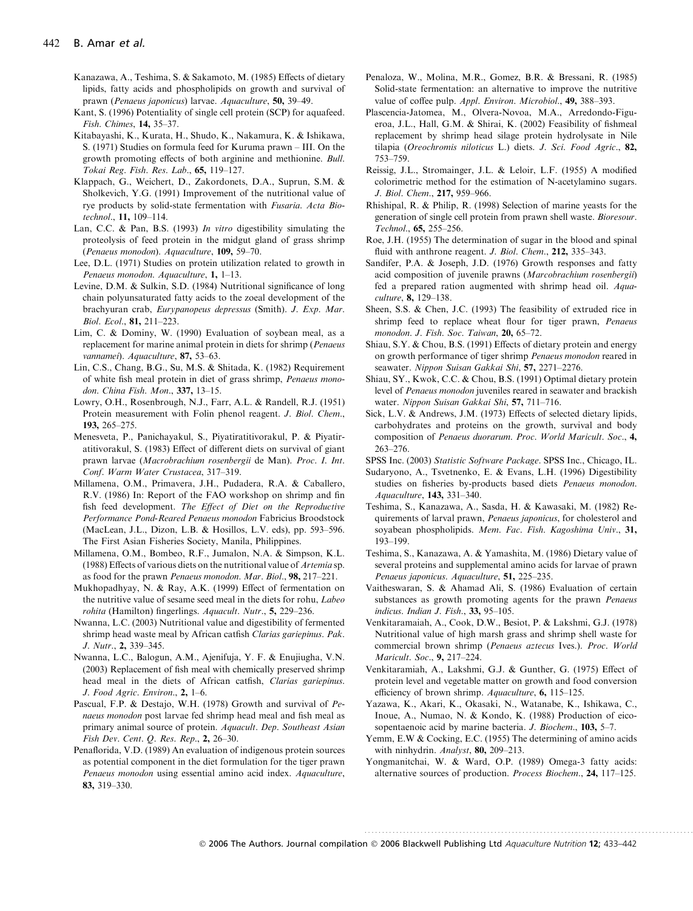Kanazawa, A., Teshima, S. & Sakamoto, M. (1985) Effects of dietary lipids, fatty acids and phospholipids on growth and survival of prawn (*Penaeus japonicus*) larvae. *Aquaculture*, **50,** 39–49.

Kant, S. (1996) Potentiality of single cell protein (SCP) for aquafeed. *Fish. Chimes*, **14,** 35–37.

Kitabayashi, K., Kurata, H., Shudo, K., Nakamura, K. & Ishikawa, S. (1971) Studies on formula feed for Kuruma prawn – III. On the growth promoting effects of both arginine and methionine. *Bull. Tokai Reg. Fish. Res. Lab*., **65,** 119–127.

Klappach, G., Weichert, D., Zakordonets, D.A., Suprun, S.M. & Sholkevich, Y.G. (1991) Improvement of the nutritional value of rye products by solid-state fermentation with *Fusaria*. *Acta Biotechnol*., **11,** 109–114.

Lan, C.C. & Pan, B.S. (1993) *In vitro* digestibility simulating the proteolysis of feed protein in the midgut gland of grass shrimp (*Penaeus monodon*). *Aquaculture*, **109,** 59–70.

Lee, D.L. (1971) Studies on protein utilization related to growth in *Penaeus monodon*. *Aquaculture*, **1,** 1–13.

Levine, D.M. & Sulkin, S.D. (1984) Nutritional significance of long chain polyunsaturated fatty acids to the zoeal development of the brachyuran crab, *Eurypanopeus depressus* (Smith). *J. Exp. Mar. Biol. Ecol*., **81,** 211–223.

Lim, C. & Dominy, W. (1990) Evaluation of soybean meal, as a replacement for marine animal protein in diets for shrimp (*Penaeus vannamei*). *Aquaculture*, **87,** 53–63.

Lin, C.S., Chang, B.G., Su, M.S. & Shitada, K. (1982) Requirement of white fish meal protein in diet of grass shrimp, *Penaeus monodon*. *China Fish. Mon*., **337,** 13–15.

Lowry, O.H., Rosenbrough, N.J., Farr, A.L. & Randell, R.J. (1951) Protein measurement with Folin phenol reagent. *J. Biol. Chem*., **193,** 265–275.

Menesveta, P., Panichayakul, S., Piyatiratitivorakul, P. & Piyatiratitivorakul, S. (1983) Effect of different diets on survival of giant prawn larvae (*Macrobrachium rosenbergii* de Man). *Proc. I. Int. Conf. Warm Water Crustacea*, 317–319.

Millamena, O.M., Primavera, J.H., Pudadera, R.A. & Caballero, R.V. (1986) In: Report of the FAO workshop on shrimp and fin fish feed development. *The Effect of Diet on the Reproductive Performance Pond-Reared Penaeus monodon* Fabricius Broodstock (MacLean, J.L., Dizon, L.B. & Hosillos, L.V. eds), pp. 593–596. The First Asian Fisheries Society, Manila, Philippines.

Millamena, O.M., Bombeo, R.F., Jumalon, N.A. & Simpson, K.L. (1988) Effects of various diets on the nutritional value of *Artemia* sp. as food for the prawn *Penaeus monodon*. *Mar. Biol*., **98,** 217–221.

Mukhopadhyay, N. & Ray, A.K. (1999) Effect of fermentation on the nutritive value of sesame seed meal in the diets for rohu, *Labeo rohita* (Hamilton) fingerlings. *Aquacult. Nutr*., **5,** 229–236.

Nwanna, L.C. (2003) Nutritional value and digestibility of fermented shrimp head waste meal by African catfish *Clarias gariepinus*. *Pak. J. Nutr*., **2,** 339–345.

Nwanna, L.C., Balogun, A.M., Ajenifuja, Y. F. & Enujiugha, V.N. (2003) Replacement of fish meal with chemically preserved shrimp head meal in the diets of African catfish, *Clarias gariepinus*. *J. Food Agric. Environ*., **2,** 1–6.

Pascual, F.P. & Destajo, W.H. (1978) Growth and survival of *Penaeus monodon* post larvae fed shrimp head meal and fish meal as primary animal source of protein. *Aquacult. Dep. Southeast Asian Fish Dev. Cent. Q. Res. Rep*., **2,** 26–30.

Penaflorida, V.D. (1989) An evaluation of indigenous protein sources as potential component in the diet formulation for the tiger prawn *Penaeus monodon* using essential amino acid index. *Aquaculture*, **83,** 319–330.

Penaloza, W., Molina, M.R., Gomez, B.R. & Bressani, R. (1985) Solid-state fermentation: an alternative to improve the nutritive value of coffee pulp. *Appl. Environ. Microbiol*., **49,** 388–393.

Plascencia-Jatomea, M., Olvera-Novoa, M.A., Arredondo-Figueroa, J.L., Hall, G.M. & Shirai, K. (2002) Feasibility of fishmeal replacement by shrimp head silage protein hydrolysate in Nile tilapia (*Oreochromis niloticus* L.) diets. *J. Sci. Food Agric*., **82,** 753–759.

Reissig, J.L., Stromainger, J.L. & Leloir, L.F. (1955) A modified colorimetric method for the estimation of N-acetylamino sugars. *J. Biol. Chem*., **217,** 959–966.

Rhishipal, R. & Philip, R. (1998) Selection of marine yeasts for the generation of single cell protein from prawn shell waste. *Bioresour. Technol*., **65,** 255–256.

Roe, J.H. (1955) The determination of sugar in the blood and spinal fluid with anthrone reagent. *J. Biol. Chem*., **212,** 335–343.

Sandifer, P.A. & Joseph, J.D. (1976) Growth responses and fatty acid composition of juvenile prawns (*Marcobrachium rosenbergii*) fed a prepared ration augmented with shrimp head oil. *Aquaculture*, **8,** 129–138.

Sheen, S.S. & Chen, J.C. (1993) The feasibility of extruded rice in shrimp feed to replace wheat flour for tiger prawn, *Penaeus monodon*. *J. Fish. Soc. Taiwan*, **20,** 65–72.

Shiau, S.Y. & Chou, B.S. (1991) Effects of dietary protein and energy on growth performance of tiger shrimp *Penaeus monodon* reared in seawater. *Nippon Suisan Gakkai Shi*, **57,** 2271–2276.

Shiau, SY., Kwok, C.C. & Chou, B.S. (1991) Optimal dietary protein level of *Penaeus monodon* juveniles reared in seawater and brackish water. *Nippon Suisan Gakkai Shi*, **57,** 711–716.

Sick, L.V. & Andrews, J.M. (1973) Effects of selected dietary lipids, carbohydrates and proteins on the growth, survival and body composition of *Penaeus duorarum*. *Proc. World Maricult. Soc*., **4,** 263–276.

SPSS Inc. (2003) *Statistic Software Package*. SPSS Inc., Chicago, IL.

Sudaryono, A., Tsvetnenko, E. & Evans, L.H. (1996) Digestibility studies on fisheries by-products based diets *Penaeus monodon*. *Aquaculture*, **143,** 331–340.

Teshima, S., Kanazawa, A., Sasda, H. & Kawasaki, M. (1982) Requirements of larval prawn, *Penaeus japonicus*, for cholesterol and soyabean phospholipids. *Mem. Fac. Fish. Kagoshima Univ*., **31,** 193–199.

Teshima, S., Kanazawa, A. & Yamashita, M. (1986) Dietary value of several proteins and supplemental amino acids for larvae of prawn *Penaeus japonicus*. *Aquaculture*, **51,** 225–235.

Vaitheswaran, S. & Ahamad Ali, S. (1986) Evaluation of certain substances as growth promoting agents for the prawn *Penaeus indicus*. *Indian J. Fish*., **33,** 95–105.

Venkitaramaiah, A., Cook, D.W., Besiot, P. & Lakshmi, G.J. (1978) Nutritional value of high marsh grass and shrimp shell waste for commercial brown shrimp (*Penaeus aztecus* Ives.). *Proc. World Maricult. Soc*., **9,** 217–224.

Venkitaramiah, A., Lakshmi, G.J. & Gunther, G. (1975) Effect of protein level and vegetable matter on growth and food conversion efficiency of brown shrimp. *Aquaculture*, **6,** 115–125.

Yazawa, K., Akari, K., Okasaki, N., Watanabe, K., Ishikawa, C., Inoue, A., Numao, N. & Kondo, K. (1988) Production of eicosopentaenoic acid by marine bacteria. *J. Biochem*., **103,** 5–7.

Yemm, E.W & Cocking, E.C. (1955) The determining of amino acids with ninhydrin. *Analyst*, **80,** 209–213.

Yongmanitchai, W. & Ward, O.P. (1989) Omega-3 fatty acids: alternative sources of production. *Process Biochem*., **24,** 117–125.